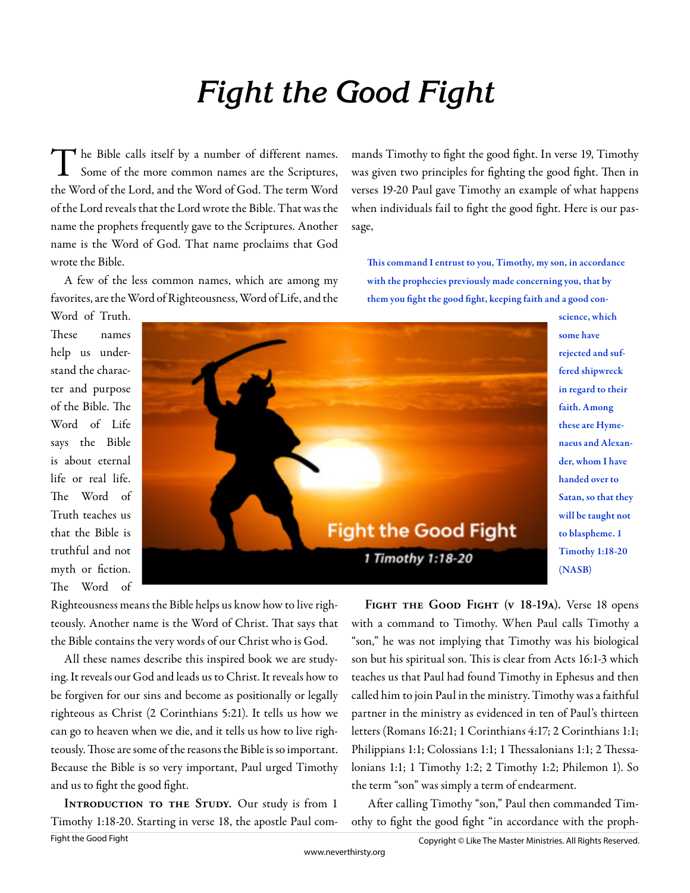# Fight the Good Fight

The Bible calls itself by a number of different names. Some of the more common names are the Scriptures, the Word of the Lord, and the Word of God. The term Word of the Lord reveals that the Lord wrote the Bible. That was the name the prophets frequently gave to the Scriptures. Another name is the Word of God. That name proclaims that God wrote the Bible.

A few of the less common names, which are among my favorites, are the Word of Righteousness, Word of Life, and the Word of Truth. These names help us understand the character and purpose of the Bible. The Word of Life says the Bible is about eternal life or real life. The Word of Truth teaches us that the Bible is truthful and not myth or fiction. The Word of Righteousness means the Bible helps us know how to live righteously. Another name is the Word of Christ. That says that the Bible contains the very words of our Christ who is God.

All these names describe this inspired book we are studying. It reveals our God and leads us to Christ. It reveals how to be forgiven for our sins and become as positionally or legally righteous as Christ (2 Corinthians 5:21). It tells us how we can go to heaven when we die, and it tells us how to live righteously. Those are some of the reasons the Bible is so important. Because the Bible is so very important, Paul urged Timothy and us to fight the good fight.

**Introduction to the Study.** Our study is from 1 Timothy 1:18-20. Starting in verse 18, the apostle Paul commands Timothy to fight the good fight. In verse 19, Timothy was given two principles for fighting the good fight. Then in verses 19-20 Paul gave Timothy an example of what happens when individuals fail to fight the good fight. Here is our passage,

> **This command I entrust to you, Timothy, my son, in accordance with the prophecies previously made concerning you, that by them you fight the good fight, keeping faith and a good conscience, which some have rejected and suffered shipwreck in regard to their faith. Among these are Hymenaeus and Alexander, whom I have handed over to Satan, so that they will be taught not to blaspheme. 1 Timothy 1:18-20 (NASB)**

**Fight the Good Fight (v 18-19a).** Verse 18 opens with a command to Timothy. When Paul calls Timothy a "son," he was not implying that Timothy was his biological son but his spiritual son. This is clear from Acts 16:1-3 which teaches us that Paul had found Timothy in Ephesus and then called him to join Paul in the ministry. Timothy was a faithful partner in the ministry as evidenced in ten of Paul's thirteen letters (Romans 16:21; 1 Corinthians 4:17; 2 Corinthians 1:1; Philippians 1:1; Colossians 1:1; 1 Thessalonians 1:1; 2 Thessalonians 1:1; 1 Timothy 1:2; 2 Timothy 1:2; Philemon 1). So the term "son" was simply a term of endearment.

After calling Timothy "son," Paul then commanded Timothy to fight the good fight "in accordance with the proph-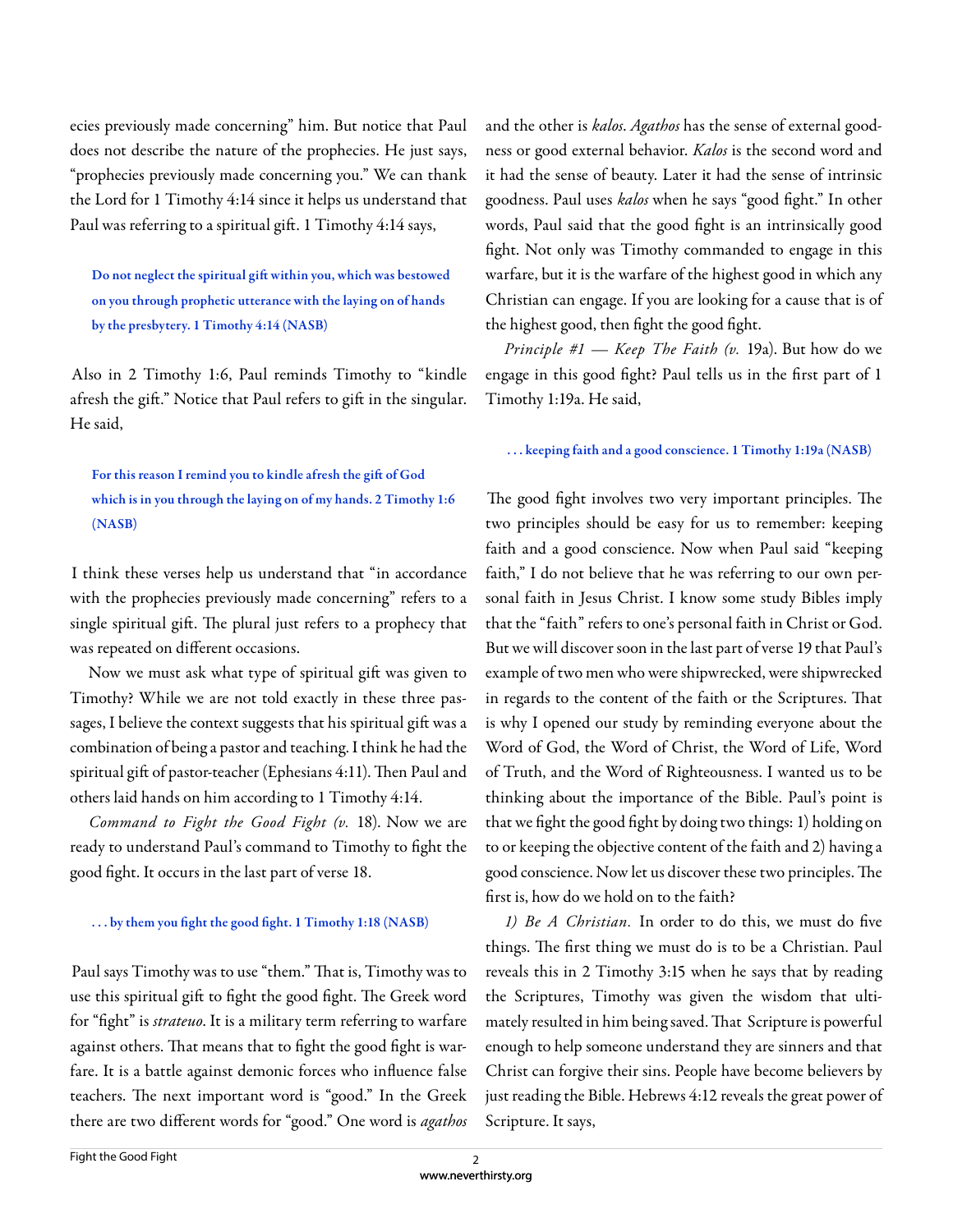ecies previously made concerning" him. But notice that Paul does not describe the nature of the prophecies. He just says, "prophecies previously made concerning you." We can thank the Lord for 1 Timothy 4:14 since it helps us understand that Paul was referring to a spiritual gift. 1 Timothy 4:14 says,

> **Do not neglect the spiritual gift within you, which was bestowed on you through prophetic utterance with the laying on of hands by the presbytery. 1 Timothy 4:14 (NASB)**

Also in 2 Timothy 1:6, Paul reminds Timothy to "kindle afresh the gift." Notice that Paul refers to gift in the singular. He said,

> **For this reason I remind you to kindle afresh the gift of God which is in you through the laying on of my hands. 2 Timothy 1:6 (NASB)**

I think these verses help us understand that "in accordance with the prophecies previously made concerning" refers to a single spiritual gift. The plural just refers to a prophecy that was repeated on different occasions.

Now we must ask what type of spiritual gift was given to Timothy? While we are not told exactly in these three passages, I believe the context suggests that his spiritual gift was a combination of being a pastor and teaching. I think he had the spiritual gift of pastor-teacher (Ephesians 4:11). Then Paul and others laid hands on him according to 1 Timothy 4:14.

*Command to Fight the Good Fight (v.* 18). Now we are ready to understand Paul's command to Timothy to fight the good fight. It occurs in the last part of verse 18.

> **. . . by them you fight the good fight. 1 Timothy 1:18 (NASB)**

Paul says Timothy was to use "them." That is, Timothy was to use this spiritual gift to fight the good fight. The Greek word for "fight" is *strateuo*. It is a military term referring to warfare against others. That means that to fight the good fight is warfare. It is a battle against demonic forces who influence false teachers. The next important word is "good." In the Greek there are two different words for "good." One word is *agathos* and the other is *kalos*. *Agathos* has the sense of external goodness or good external behavior. *Kalos* is the second word and it had the sense of beauty. Later it had the sense of intrinsic goodness. Paul uses *kalos* when he says "good fight." In other words, Paul said that the good fight is an intrinsically good fight. Not only was Timothy commanded to engage in this warfare, but it is the warfare of the highest good in which any Christian can engage. If you are looking for a cause that is of the highest good, then fight the good fight.

*Principle #1 — Keep The Faith (v.* 19a). But how do we engage in this good fight? Paul tells us in the first part of 1 Timothy 1:19a. He said,

> **. . . keeping faith and a good conscience. 1 Timothy 1:19a (NASB)**

The good fight involves two very important principles. The two principles should be easy for us to remember: keeping faith and a good conscience. Now when Paul said "keeping faith," I do not believe that he was referring to our own personal faith in Jesus Christ. I know some study Bibles imply that the "faith" refers to one's personal faith in Christ or God. But we will discover soon in the last part of verse 19 that Paul's example of two men who were shipwrecked, were shipwrecked in regards to the content of the faith or the Scriptures. That is why I opened our study by reminding everyone about the Word of God, the Word of Christ, the Word of Life, Word of Truth, and the Word of Righteousness. I wanted us to be thinking about the importance of the Bible. Paul's point is that we fight the good fight by doing two things: 1) holding on to or keeping the objective content of the faith and 2) having a good conscience. Now let us discover these two principles. The first is, how do we hold on to the faith?

*1) Be A Christian.* In order to do this, we must do five things. The first thing we must do is to be a Christian. Paul reveals this in 2 Timothy 3:15 when he says that by reading the Scriptures, Timothy was given the wisdom that ultimately resulted in him being saved. That Scripture is powerful enough to help someone understand they are sinners and that Christ can forgive their sins. People have become believers by just reading the Bible. Hebrews 4:12 reveals the great power of Scripture. It says,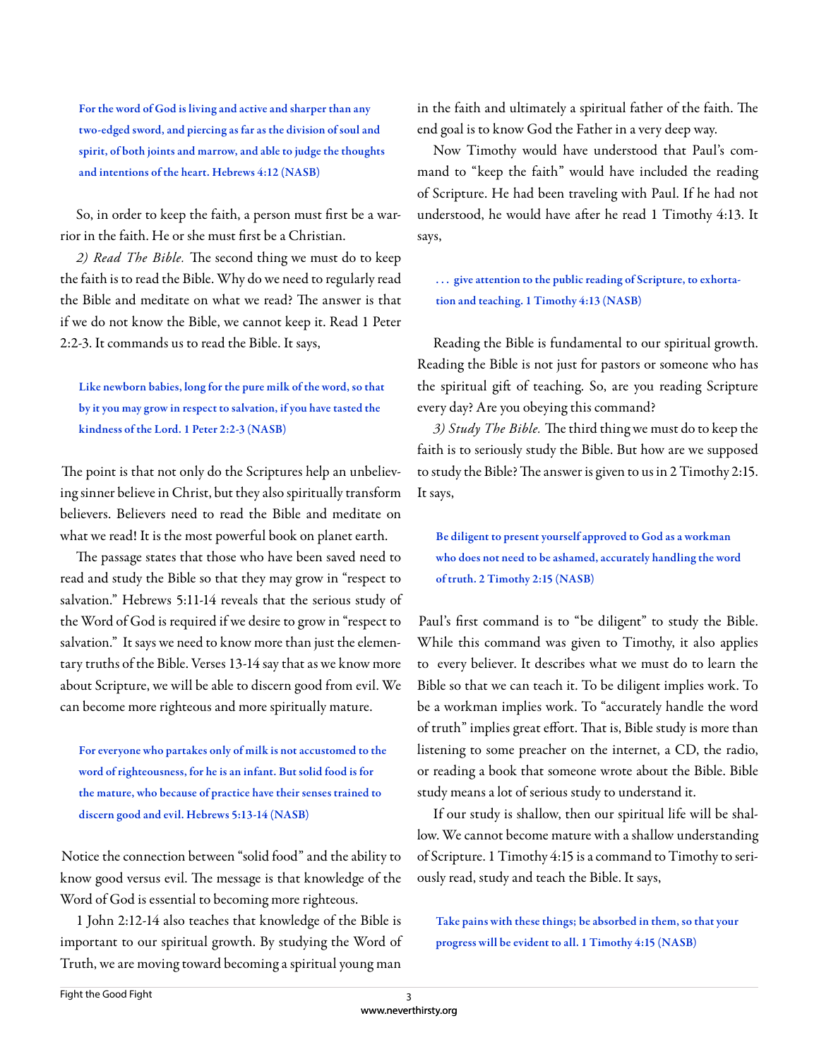> **For the word of God is living and active and sharper than any two-edged sword, and piercing as far as the division of soul and spirit, of both joints and marrow, and able to judge the thoughts and intentions of the heart. Hebrews 4:12 (NASB)**

So, in order to keep the faith, a person must first be a warrior in the faith. He or she must first be a Christian.

*2) Read The Bible.* The second thing we must do to keep the faith is to read the Bible. Why do we need to regularly read the Bible and meditate on what we read? The answer is that if we do not know the Bible, we cannot keep it. Read 1 Peter 2:2-3. It commands us to read the Bible. It says,

> **Like newborn babies, long for the pure milk of the word, so that by it you may grow in respect to salvation, if you have tasted the kindness of the Lord. 1 Peter 2:2-3 (NASB)**

The point is that not only do the Scriptures help an unbelieving sinner believe in Christ, but they also spiritually transform believers. Believers need to read the Bible and meditate on what we read! It is the most powerful book on planet earth.

The passage states that those who have been saved need to read and study the Bible so that they may grow in "respect to salvation." Hebrews 5:11-14 reveals that the serious study of the Word of God is required if we desire to grow in "respect to salvation." It says we need to know more than just the elementary truths of the Bible. Verses 13-14 say that as we know more about Scripture, we will be able to discern good from evil. We can become more righteous and more spiritually mature.

> **For everyone who partakes only of milk is not accustomed to the word of righteousness, for he is an infant. But solid food is for the mature, who because of practice have their senses trained to discern good and evil. Hebrews 5:13-14 (NASB)**

Notice the connection between "solid food" and the ability to know good versus evil. The message is that knowledge of the Word of God is essential to becoming more righteous.

1 John 2:12-14 also teaches that knowledge of the Bible is important to our spiritual growth. By studying the Word of Truth, we are moving toward becoming a spiritual young man in the faith and ultimately a spiritual father of the faith. The end goal is to know God the Father in a very deep way.

Now Timothy would have understood that Paul's command to "keep the faith" would have included the reading of Scripture. He had been traveling with Paul. If he had not understood, he would have after he read 1 Timothy 4:13. It says,

> **. . . give attention to the public reading of Scripture, to exhortation and teaching. 1 Timothy 4:13 (NASB)**

Reading the Bible is fundamental to our spiritual growth. Reading the Bible is not just for pastors or someone who has the spiritual gift of teaching. So, are you reading Scripture every day? Are you obeying this command?

*3) Study The Bible.* The third thing we must do to keep the faith is to seriously study the Bible. But how are we supposed to study the Bible? The answer is given to us in 2 Timothy 2:15. It says,

> **Be diligent to present yourself approved to God as a workman who does not need to be ashamed, accurately handling the word of truth. 2 Timothy 2:15 (NASB)**

Paul's first command is to "be diligent" to study the Bible. While this command was given to Timothy, it also applies to every believer. It describes what we must do to learn the Bible so that we can teach it. To be diligent implies work. To be a workman implies work. To "accurately handle the word of truth" implies great effort. That is, Bible study is more than listening to some preacher on the internet, a CD, the radio, or reading a book that someone wrote about the Bible. Bible study means a lot of serious study to understand it.

If our study is shallow, then our spiritual life will be shallow. We cannot become mature with a shallow understanding of Scripture. 1 Timothy 4:15 is a command to Timothy to seriously read, study and teach the Bible. It says,

> **Take pains with these things; be absorbed in them, so that your progress will be evident to all. 1 Timothy 4:15 (NASB)**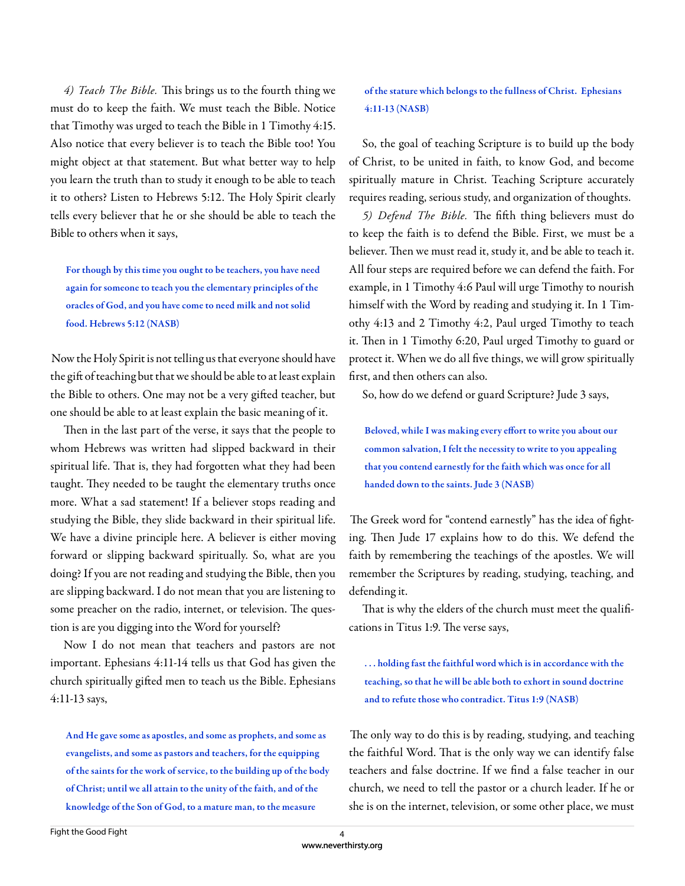*4) Teach The Bible.* This brings us to the fourth thing we must do to keep the faith. We must teach the Bible. Notice that Timothy was urged to teach the Bible in 1 Timothy 4:15. Also notice that every believer is to teach the Bible too! You might object at that statement. But what better way to help you learn the truth than to study it enough to be able to teach it to others? Listen to Hebrews 5:12. The Holy Spirit clearly tells every believer that he or she should be able to teach the Bible to others when it says,

> **For though by this time you ought to be teachers, you have need again for someone to teach you the elementary principles of the oracles of God, and you have come to need milk and not solid food. Hebrews 5:12 (NASB)**

Now the Holy Spirit is not telling us that everyone should have the gift of teaching but that we should be able to at least explain the Bible to others. One may not be a very gifted teacher, but one should be able to at least explain the basic meaning of it.

Then in the last part of the verse, it says that the people to whom Hebrews was written had slipped backward in their spiritual life. That is, they had forgotten what they had been taught. They needed to be taught the elementary truths once more. What a sad statement! If a believer stops reading and studying the Bible, they slide backward in their spiritual life. We have a divine principle here. A believer is either moving forward or slipping backward spiritually. So, what are you doing? If you are not reading and studying the Bible, then you are slipping backward. I do not mean that you are listening to some preacher on the radio, internet, or television. The question is are you digging into the Word for yourself?

Now I do not mean that teachers and pastors are not important. Ephesians 4:11-14 tells us that God has given the church spiritually gifted men to teach us the Bible. Ephesians 4:11-13 says,

> **And He gave some as apostles, and some as prophets, and some as evangelists, and some as pastors and teachers, for the equipping of the saints for the work of service, to the building up of the body of Christ; until we all attain to the unity of the faith, and of the knowledge of the Son of God, to a mature man, to the measure of the stature which belongs to the fullness of Christ. Ephesians 4:11-13 (NASB)**

So, the goal of teaching Scripture is to build up the body of Christ, to be united in faith, to know God, and become spiritually mature in Christ. Teaching Scripture accurately requires reading, serious study, and organization of thoughts.

*5) Defend The Bible.* The fifth thing believers must do to keep the faith is to defend the Bible. First, we must be a believer. Then we must read it, study it, and be able to teach it. All four steps are required before we can defend the faith. For example, in 1 Timothy 4:6 Paul will urge Timothy to nourish himself with the Word by reading and studying it. In 1 Timothy 4:13 and 2 Timothy 4:2, Paul urged Timothy to teach it. Then in 1 Timothy 6:20, Paul urged Timothy to guard or protect it. When we do all five things, we will grow spiritually first, and then others can also.

So, how do we defend or guard Scripture? Jude 3 says,

> **Beloved, while I was making every effort to write you about our common salvation, I felt the necessity to write to you appealing that you contend earnestly for the faith which was once for all handed down to the saints. Jude 3 (NASB)**

The Greek word for "contend earnestly" has the idea of fighting. Then Jude 17 explains how to do this. We defend the faith by remembering the teachings of the apostles. We will remember the Scriptures by reading, studying, teaching, and defending it.

That is why the elders of the church must meet the qualifications in Titus 1:9. The verse says,

> **. . . holding fast the faithful word which is in accordance with the teaching, so that he will be able both to exhort in sound doctrine and to refute those who contradict. Titus 1:9 (NASB)**

The only way to do this is by reading, studying, and teaching the faithful Word. That is the only way we can identify false teachers and false doctrine. If we find a false teacher in our church, we need to tell the pastor or a church leader. If he or she is on the internet, television, or some other place, we must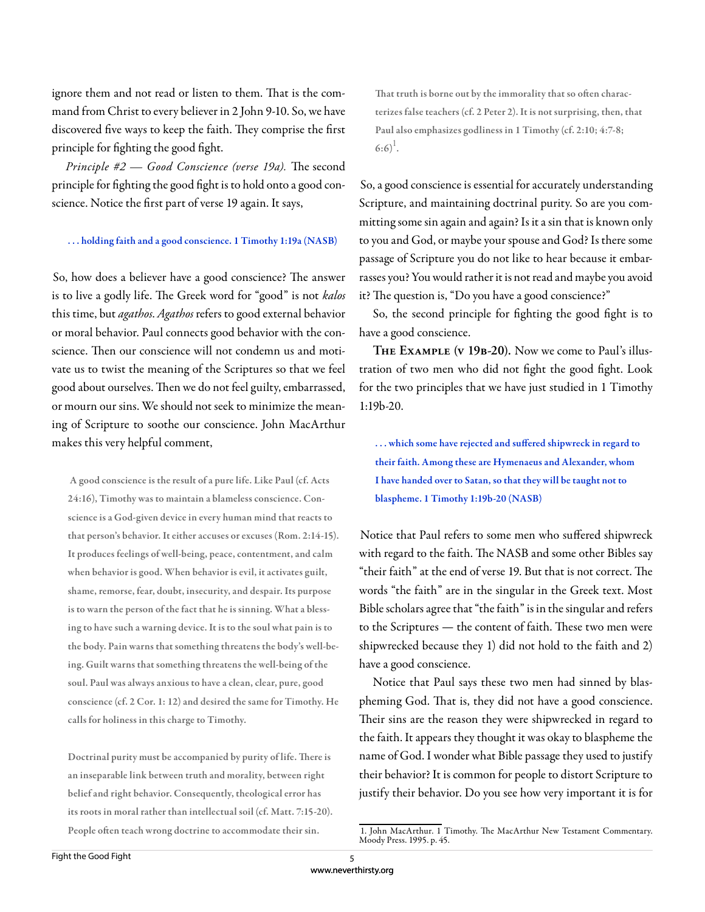ignore them and not read or listen to them. That is the command from Christ to every believer in 2 John 9-10. So, we have discovered five ways to keep the faith. They comprise the first principle for fighting the good fight.

*Principle #2 — Good Conscience (verse 19a).* The second principle for fighting the good fight is to hold onto a good conscience. Notice the first part of verse 19 again. It says,

> **. . . holding faith and a good conscience. 1 Timothy 1:19a (NASB)**

So, how does a believer have a good conscience? The answer is to live a godly life. The Greek word for "good" is not *kalos* this time, but *agathos*. *Agathos* refers to good external behavior or moral behavior. Paul connects good behavior with the conscience. Then our conscience will not condemn us and motivate us to twist the meaning of the Scriptures so that we feel good about ourselves. Then we do not feel guilty, embarrassed, or mourn our sins. We should not seek to minimize the meaning of Scripture to soothe our conscience. John MacArthur makes this very helpful comment,

> **A good conscience is the result of a pure life. Like Paul (cf. Acts 24:16), Timothy was to maintain a blameless conscience. Conscience is a God-given device in every human mind that reacts to that person's behavior. It either accuses or excuses (Rom. 2:14-15). It produces feelings of well-being, peace, contentment, and calm when behavior is good. When behavior is evil, it activates guilt, shame, remorse, fear, doubt, insecurity, and despair. Its purpose is to warn the person of the fact that he is sinning. What a blessing to have such a warning device. It is to the soul what pain is to the body. Pain warns that something threatens the body's well-being. Guilt warns that something threatens the well-being of the soul. Paul was always anxious to have a clean, clear, pure, good conscience (cf. 2 Cor. 1: 12) and desired the same for Timothy. He calls for holiness in this charge to Timothy.**
>
> **Doctrinal purity must be accompanied by purity of life. There is an inseparable link between truth and morality, between right belief and right behavior. Consequently, theological error has its roots in moral rather than intellectual soil (cf. Matt. 7:15-20). People often teach wrong doctrine to accommodate their sin. That truth is borne out by the immorality that so often characterizes false teachers (cf. 2 Peter 2). It is not surprising, then, that Paul also emphasizes godliness in 1 Timothy (cf. 2:10; 4:7-8; 6:6)[1].**

So, a good conscience is essential for accurately understanding Scripture, and maintaining doctrinal purity. So are you committing some sin again and again? Is it a sin that is known only to you and God, or maybe your spouse and God? Is there some passage of Scripture you do not like to hear because it embarrasses you? You would rather it is not read and maybe you avoid it? The question is, "Do you have a good conscience?"

So, the second principle for fighting the good fight is to have a good conscience.

**The Example (v 19b-20).** Now we come to Paul's illustration of two men who did not fight the good fight. Look for the two principles that we have just studied in 1 Timothy 1:19b-20.

> **. . . which some have rejected and suffered shipwreck in regard to their faith. Among these are Hymenaeus and Alexander, whom I have handed over to Satan, so that they will be taught not to blaspheme. 1 Timothy 1:19b-20 (NASB)**

Notice that Paul refers to some men who suffered shipwreck with regard to the faith. The NASB and some other Bibles say "their faith" at the end of verse 19. But that is not correct. The words "the faith" are in the singular in the Greek text. Most Bible scholars agree that "the faith" is in the singular and refers to the Scriptures — the content of faith. These two men were shipwrecked because they 1) did not hold to the faith and 2) have a good conscience.

Notice that Paul says these two men had sinned by blaspheming God. That is, they did not have a good conscience. Their sins are the reason they were shipwrecked in regard to the faith. It appears they thought it was okay to blaspheme the name of God. I wonder what Bible passage they used to justify their behavior? It is common for people to distort Scripture to justify their behavior. Do you see how very important it is for

---

1. John MacArthur. 1 Timothy. The MacArthur New Testament Commentary. Moody Press. 1995. p. 45.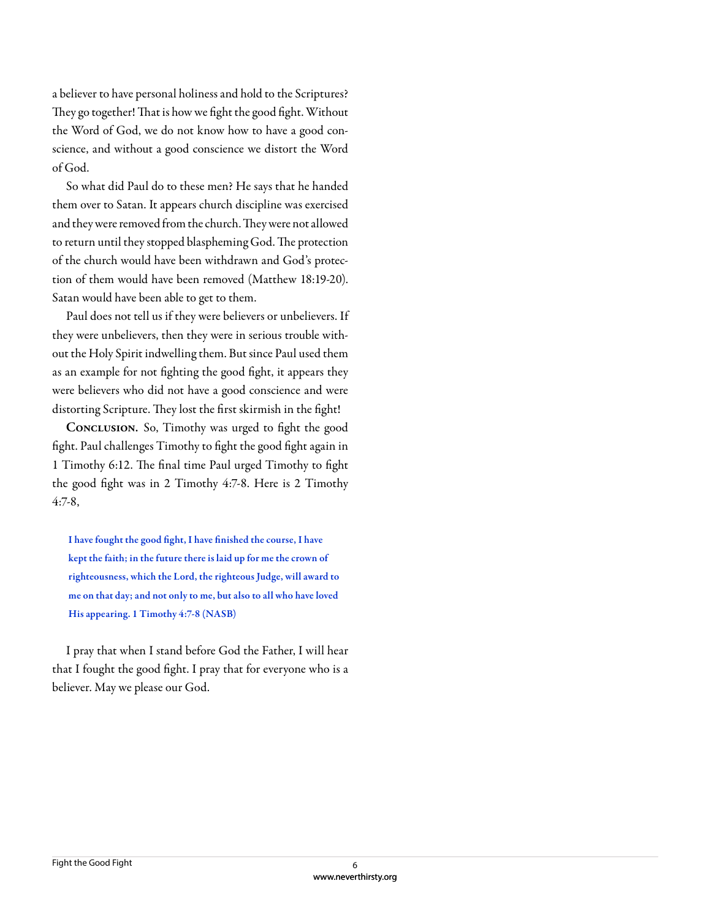a believer to have personal holiness and hold to the Scriptures? They go together! That is how we fight the good fight. Without the Word of God, we do not know how to have a good conscience, and without a good conscience we distort the Word of God.

So what did Paul do to these men? He says that he handed them over to Satan. It appears church discipline was exercised and they were removed from the church. They were not allowed to return until they stopped blaspheming God. The protection of the church would have been withdrawn and God's protection of them would have been removed (Matthew 18:19-20). Satan would have been able to get to them.

Paul does not tell us if they were believers or unbelievers. If they were unbelievers, then they were in serious trouble without the Holy Spirit indwelling them. But since Paul used them as an example for not fighting the good fight, it appears they were believers who did not have a good conscience and were distorting Scripture. They lost the first skirmish in the fight!

**Conclusion.** So, Timothy was urged to fight the good fight. Paul challenges Timothy to fight the good fight again in 1 Timothy 6:12. The final time Paul urged Timothy to fight the good fight was in 2 Timothy 4:7-8. Here is 2 Timothy 4:7-8,

> **I have fought the good fight, I have finished the course, I have kept the faith; in the future there is laid up for me the crown of righteousness, which the Lord, the righteous Judge, will award to me on that day; and not only to me, but also to all who have loved His appearing. 1 Timothy 4:7-8 (NASB)**

I pray that when I stand before God the Father, I will hear that I fought the good fight. I pray that for everyone who is a believer. May we please our God.